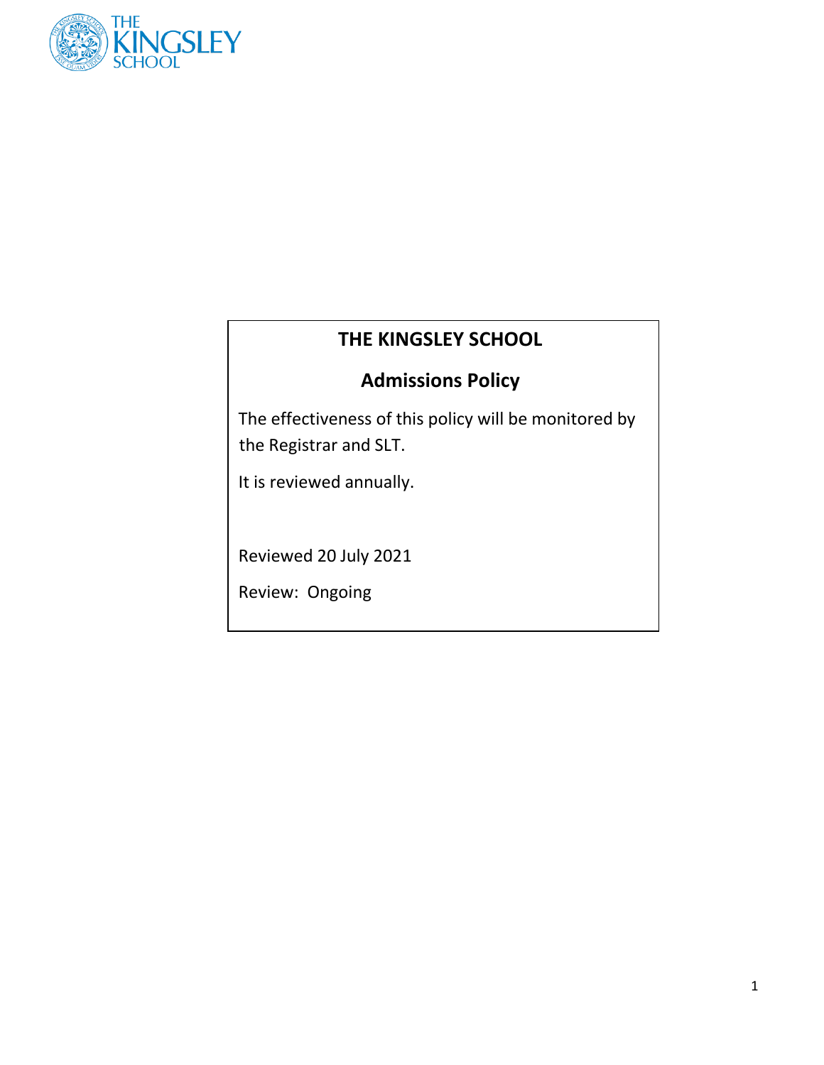# THE KINGSLEY SCHOOL

## Admissions Policy

The effectiveness of this policy will be monitored by the Registrar and SLT.

It is reviewed annually.

Reviewed 20 July 2021

Review: Ongoing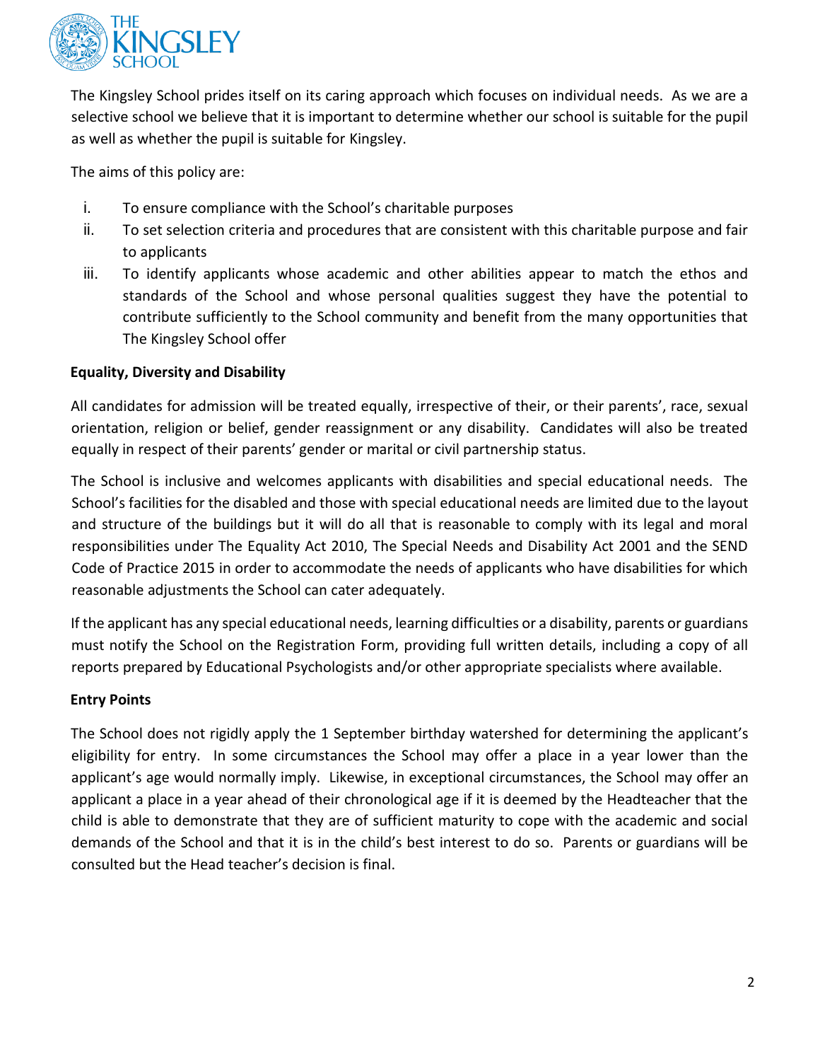The Kingsley School prides itself on its caring approach which focuses on individual needs. As we are a selective school we believe that it is important to determine whether our school is suitable for the pupil as well as whether the pupil is suitable for Kingsley.

The aims of this policy are:

i. To ensure compliance with the School's charitable purposes
ii. To set selection criteria and procedures that are consistent with this charitable purpose and fair to applicants
iii. To identify applicants whose academic and other abilities appear to match the ethos and standards of the School and whose personal qualities suggest they have the potential to contribute sufficiently to the School community and benefit from the many opportunities that The Kingsley School offer

**Equality, Diversity and Disability**

All candidates for admission will be treated equally, irrespective of their, or their parents', race, sexual orientation, religion or belief, gender reassignment or any disability. Candidates will also be treated equally in respect of their parents' gender or marital or civil partnership status.

The School is inclusive and welcomes applicants with disabilities and special educational needs. The School's facilities for the disabled and those with special educational needs are limited due to the layout and structure of the buildings but it will do all that is reasonable to comply with its legal and moral responsibilities under The Equality Act 2010, The Special Needs and Disability Act 2001 and the SEND Code of Practice 2015 in order to accommodate the needs of applicants who have disabilities for which reasonable adjustments the School can cater adequately.

If the applicant has any special educational needs, learning difficulties or a disability, parents or guardians must notify the School on the Registration Form, providing full written details, including a copy of all reports prepared by Educational Psychologists and/or other appropriate specialists where available.

**Entry Points**

The School does not rigidly apply the 1 September birthday watershed for determining the applicant's eligibility for entry. In some circumstances the School may offer a place in a year lower than the applicant's age would normally imply. Likewise, in exceptional circumstances, the School may offer an applicant a place in a year ahead of their chronological age if it is deemed by the Headteacher that the child is able to demonstrate that they are of sufficient maturity to cope with the academic and social demands of the School and that it is in the child's best interest to do so. Parents or guardians will be consulted but the Head teacher's decision is final.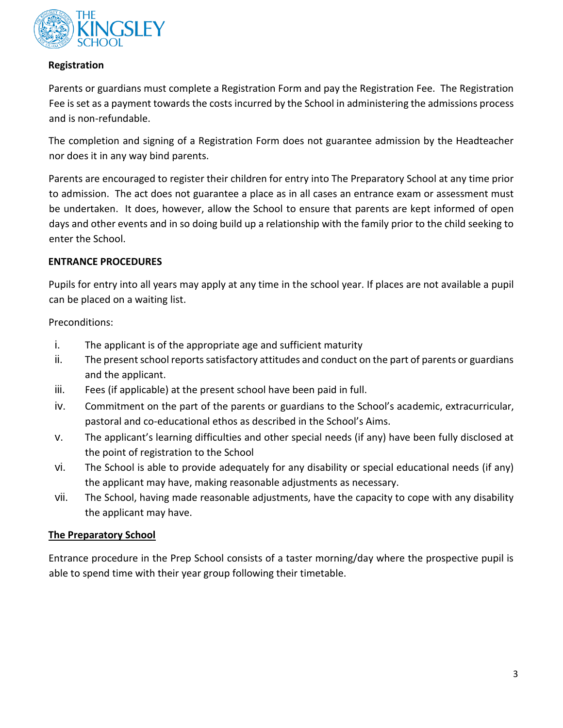**Registration**

Parents or guardians must complete a Registration Form and pay the Registration Fee. The Registration Fee is set as a payment towards the costs incurred by the School in administering the admissions process and is non-refundable.

The completion and signing of a Registration Form does not guarantee admission by the Headteacher nor does it in any way bind parents.

Parents are encouraged to register their children for entry into The Preparatory School at any time prior to admission. The act does not guarantee a place as in all cases an entrance exam or assessment must be undertaken. It does, however, allow the School to ensure that parents are kept informed of open days and other events and in so doing build up a relationship with the family prior to the child seeking to enter the School.

**ENTRANCE PROCEDURES**

Pupils for entry into all years may apply at any time in the school year. If places are not available a pupil can be placed on a waiting list.

Preconditions:

i. The applicant is of the appropriate age and sufficient maturity
ii. The present school reports satisfactory attitudes and conduct on the part of parents or guardians and the applicant.
iii. Fees (if applicable) at the present school have been paid in full.
iv. Commitment on the part of the parents or guardians to the School's academic, extracurricular, pastoral and co-educational ethos as described in the School's Aims.
v. The applicant's learning difficulties and other special needs (if any) have been fully disclosed at the point of registration to the School
vi. The School is able to provide adequately for any disability or special educational needs (if any) the applicant may have, making reasonable adjustments as necessary.
vii. The School, having made reasonable adjustments, have the capacity to cope with any disability the applicant may have.

**<u>The Preparatory School</u>**

Entrance procedure in the Prep School consists of a taster morning/day where the prospective pupil is able to spend time with their year group following their timetable.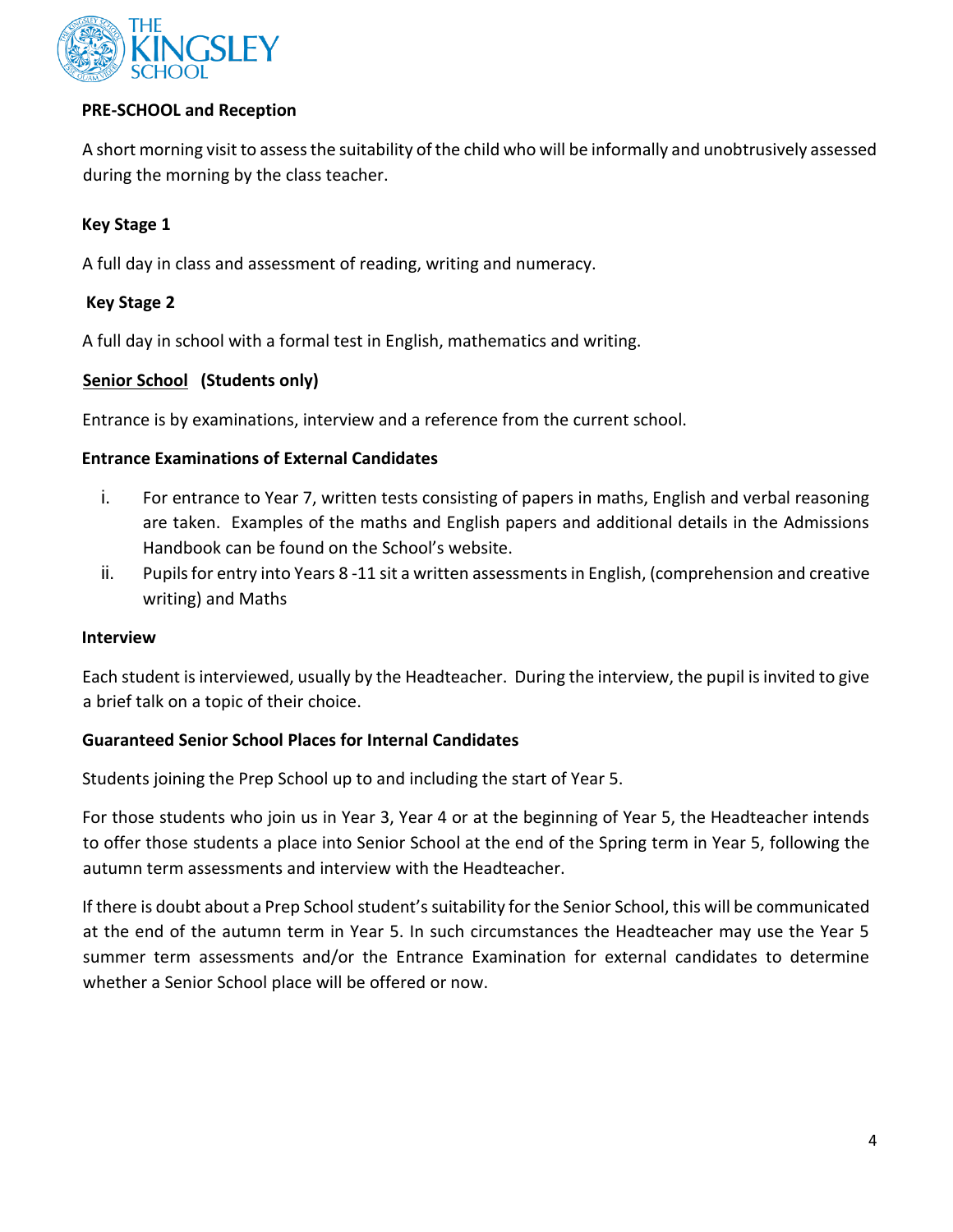**PRE-SCHOOL and Reception**

A short morning visit to assess the suitability of the child who will be informally and unobtrusively assessed during the morning by the class teacher.

**Key Stage 1**

A full day in class and assessment of reading, writing and numeracy.

**Key Stage 2**

A full day in school with a formal test in English, mathematics and writing.

**Senior School (Students only)**

Entrance is by examinations, interview and a reference from the current school.

**Entrance Examinations of External Candidates**

i. For entrance to Year 7, written tests consisting of papers in maths, English and verbal reasoning are taken. Examples of the maths and English papers and additional details in the Admissions Handbook can be found on the School's website.
ii. Pupils for entry into Years 8 -11 sit a written assessments in English, (comprehension and creative writing) and Maths

**Interview**

Each student is interviewed, usually by the Headteacher. During the interview, the pupil is invited to give a brief talk on a topic of their choice.

**Guaranteed Senior School Places for Internal Candidates**

Students joining the Prep School up to and including the start of Year 5.

For those students who join us in Year 3, Year 4 or at the beginning of Year 5, the Headteacher intends to offer those students a place into Senior School at the end of the Spring term in Year 5, following the autumn term assessments and interview with the Headteacher.

If there is doubt about a Prep School student's suitability for the Senior School, this will be communicated at the end of the autumn term in Year 5. In such circumstances the Headteacher may use the Year 5 summer term assessments and/or the Entrance Examination for external candidates to determine whether a Senior School place will be offered or now.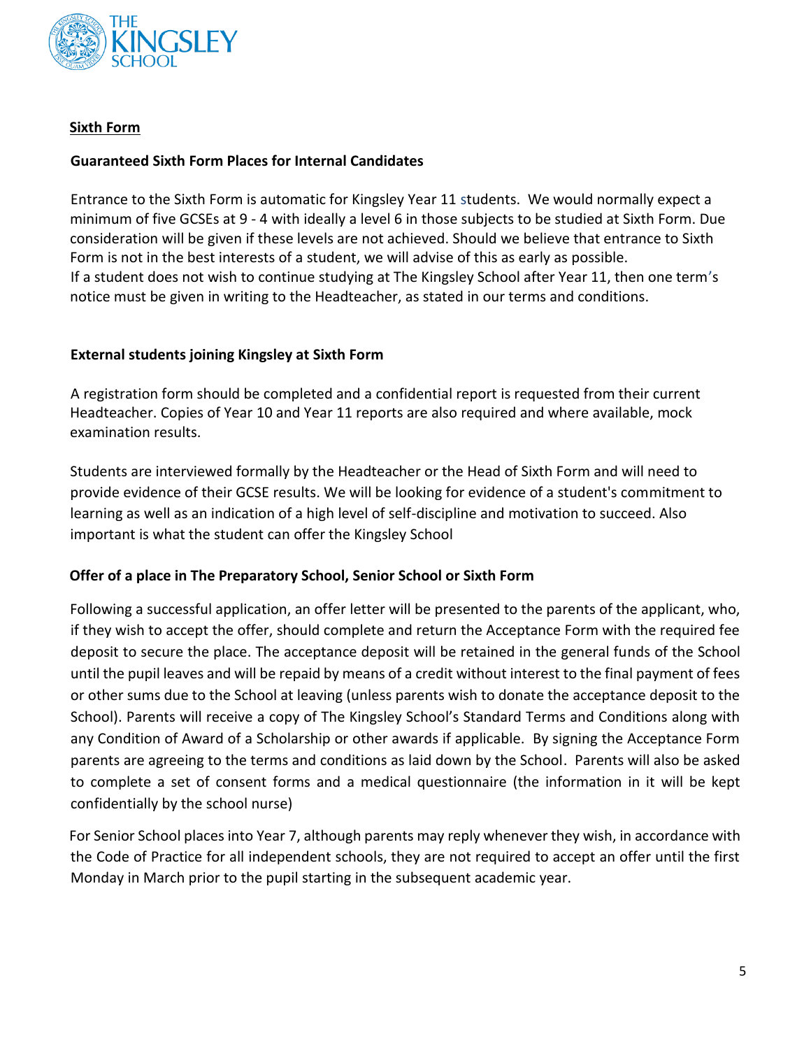## Sixth Form

### Guaranteed Sixth Form Places for Internal Candidates

Entrance to the Sixth Form is automatic for Kingsley Year 11 students. We would normally expect a minimum of five GCSEs at 9 - 4 with ideally a level 6 in those subjects to be studied at Sixth Form. Due consideration will be given if these levels are not achieved. Should we believe that entrance to Sixth Form is not in the best interests of a student, we will advise of this as early as possible.
If a student does not wish to continue studying at The Kingsley School after Year 11, then one term's notice must be given in writing to the Headteacher, as stated in our terms and conditions.

### External students joining Kingsley at Sixth Form

A registration form should be completed and a confidential report is requested from their current Headteacher. Copies of Year 10 and Year 11 reports are also required and where available, mock examination results.

Students are interviewed formally by the Headteacher or the Head of Sixth Form and will need to provide evidence of their GCSE results. We will be looking for evidence of a student's commitment to learning as well as an indication of a high level of self-discipline and motivation to succeed. Also important is what the student can offer the Kingsley School

### Offer of a place in The Preparatory School, Senior School or Sixth Form

Following a successful application, an offer letter will be presented to the parents of the applicant, who, if they wish to accept the offer, should complete and return the Acceptance Form with the required fee deposit to secure the place. The acceptance deposit will be retained in the general funds of the School until the pupil leaves and will be repaid by means of a credit without interest to the final payment of fees or other sums due to the School at leaving (unless parents wish to donate the acceptance deposit to the School). Parents will receive a copy of The Kingsley School's Standard Terms and Conditions along with any Condition of Award of a Scholarship or other awards if applicable. By signing the Acceptance Form parents are agreeing to the terms and conditions as laid down by the School. Parents will also be asked to complete a set of consent forms and a medical questionnaire (the information in it will be kept confidentially by the school nurse)

For Senior School places into Year 7, although parents may reply whenever they wish, in accordance with the Code of Practice for all independent schools, they are not required to accept an offer until the first Monday in March prior to the pupil starting in the subsequent academic year.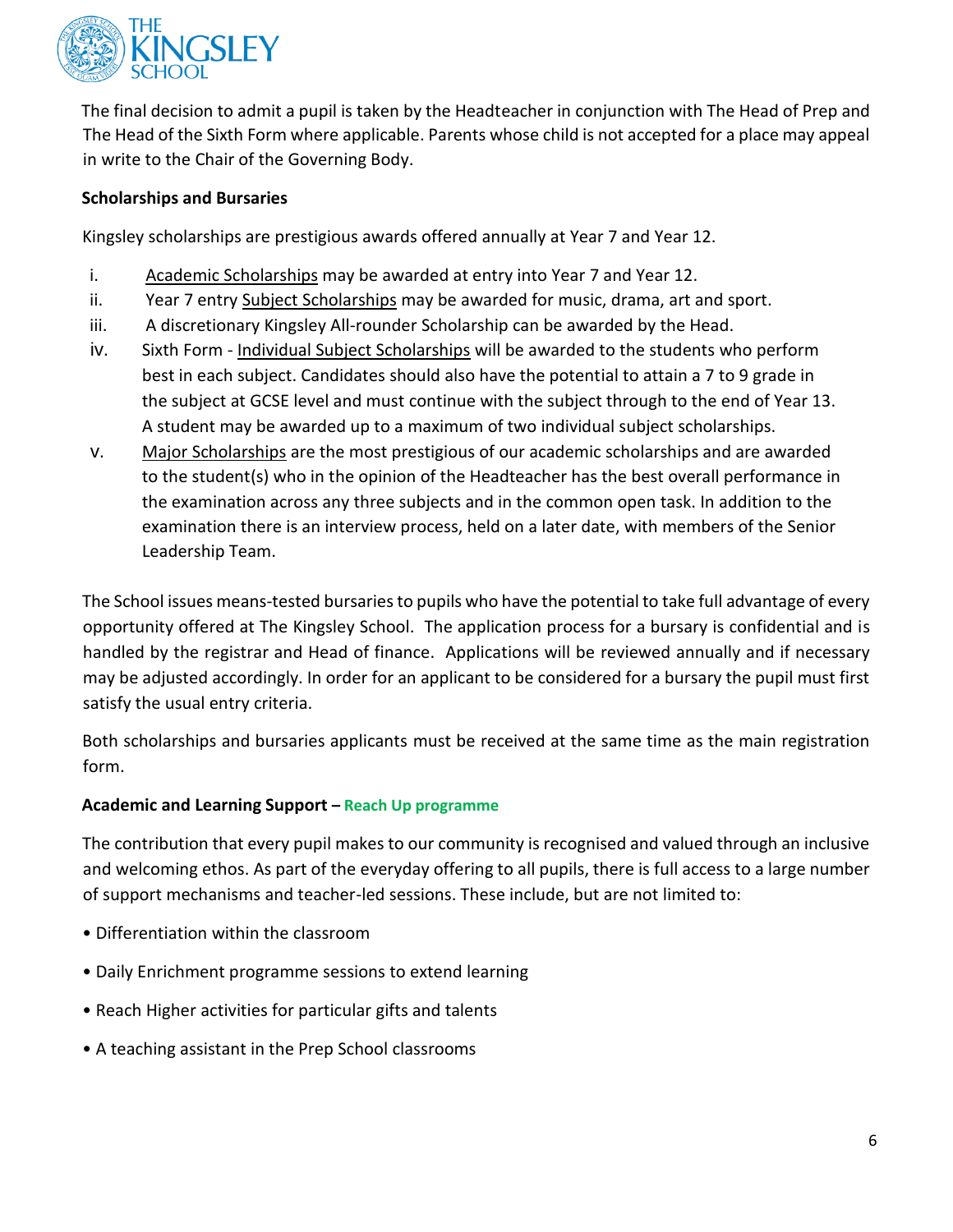The final decision to admit a pupil is taken by the Headteacher in conjunction with The Head of Prep and The Head of the Sixth Form where applicable. Parents whose child is not accepted for a place may appeal in write to the Chair of the Governing Body.

**Scholarships and Bursaries**

Kingsley scholarships are prestigious awards offered annually at Year 7 and Year 12.

i. Academic Scholarships may be awarded at entry into Year 7 and Year 12.
ii. Year 7 entry Subject Scholarships may be awarded for music, drama, art and sport.
iii. A discretionary Kingsley All-rounder Scholarship can be awarded by the Head.
iv. Sixth Form - Individual Subject Scholarships will be awarded to the students who perform best in each subject. Candidates should also have the potential to attain a 7 to 9 grade in the subject at GCSE level and must continue with the subject through to the end of Year 13. A student may be awarded up to a maximum of two individual subject scholarships.
v. Major Scholarships are the most prestigious of our academic scholarships and are awarded to the student(s) who in the opinion of the Headteacher has the best overall performance in the examination across any three subjects and in the common open task. In addition to the examination there is an interview process, held on a later date, with members of the Senior Leadership Team.

The School issues means-tested bursaries to pupils who have the potential to take full advantage of every opportunity offered at The Kingsley School. The application process for a bursary is confidential and is handled by the registrar and Head of finance. Applications will be reviewed annually and if necessary may be adjusted accordingly. In order for an applicant to be considered for a bursary the pupil must first satisfy the usual entry criteria.

Both scholarships and bursaries applicants must be received at the same time as the main registration form.

**Academic and Learning Support – Reach Up programme**

The contribution that every pupil makes to our community is recognised and valued through an inclusive and welcoming ethos. As part of the everyday offering to all pupils, there is full access to a large number of support mechanisms and teacher-led sessions. These include, but are not limited to:

- Differentiation within the classroom
- Daily Enrichment programme sessions to extend learning
- Reach Higher activities for particular gifts and talents
- A teaching assistant in the Prep School classrooms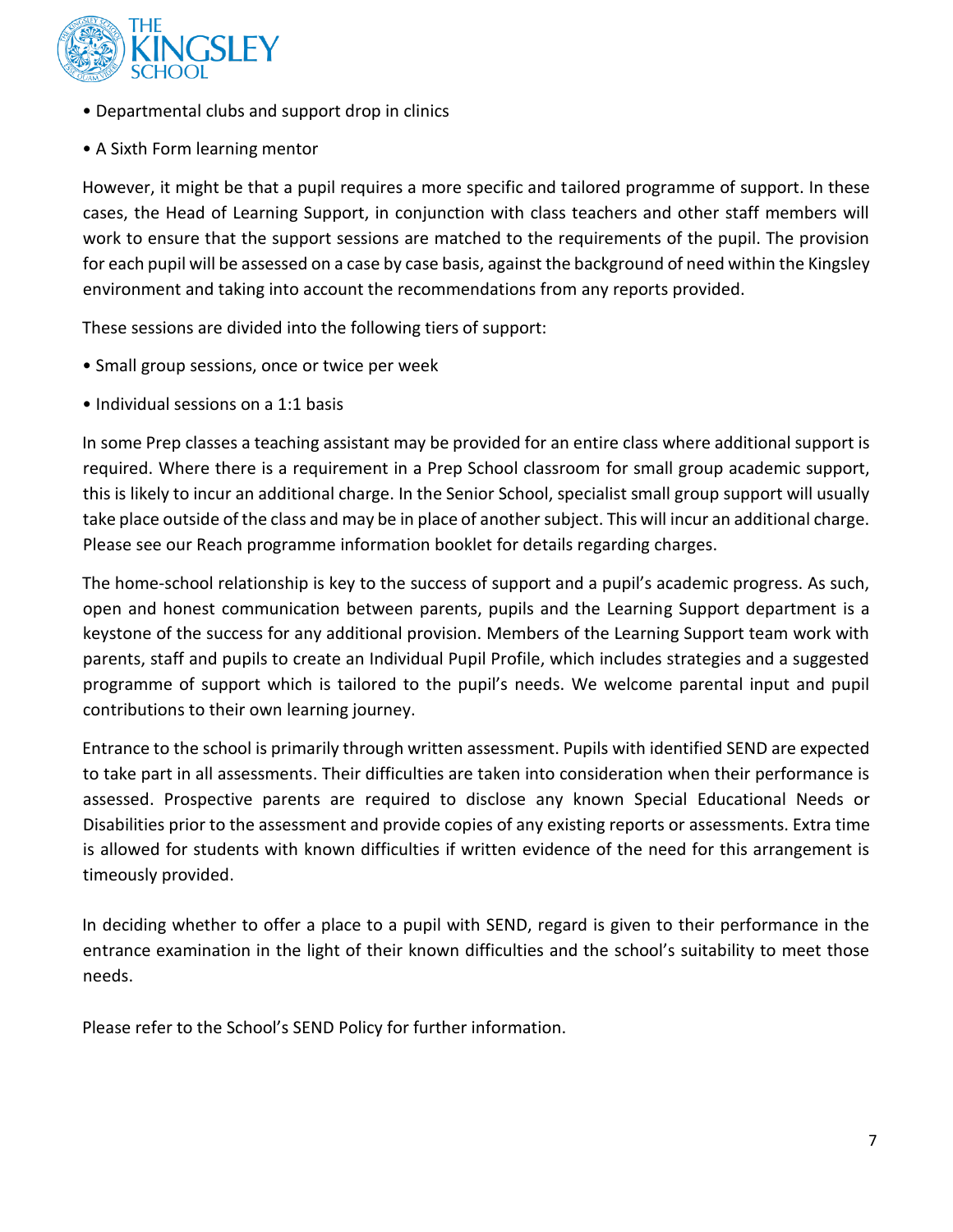- Departmental clubs and support drop in clinics
- A Sixth Form learning mentor

However, it might be that a pupil requires a more specific and tailored programme of support. In these cases, the Head of Learning Support, in conjunction with class teachers and other staff members will work to ensure that the support sessions are matched to the requirements of the pupil. The provision for each pupil will be assessed on a case by case basis, against the background of need within the Kingsley environment and taking into account the recommendations from any reports provided.

These sessions are divided into the following tiers of support:

- Small group sessions, once or twice per week
- Individual sessions on a 1:1 basis

In some Prep classes a teaching assistant may be provided for an entire class where additional support is required. Where there is a requirement in a Prep School classroom for small group academic support, this is likely to incur an additional charge. In the Senior School, specialist small group support will usually take place outside of the class and may be in place of another subject. This will incur an additional charge. Please see our Reach programme information booklet for details regarding charges.

The home-school relationship is key to the success of support and a pupil's academic progress. As such, open and honest communication between parents, pupils and the Learning Support department is a keystone of the success for any additional provision. Members of the Learning Support team work with parents, staff and pupils to create an Individual Pupil Profile, which includes strategies and a suggested programme of support which is tailored to the pupil's needs. We welcome parental input and pupil contributions to their own learning journey.

Entrance to the school is primarily through written assessment. Pupils with identified SEND are expected to take part in all assessments. Their difficulties are taken into consideration when their performance is assessed. Prospective parents are required to disclose any known Special Educational Needs or Disabilities prior to the assessment and provide copies of any existing reports or assessments. Extra time is allowed for students with known difficulties if written evidence of the need for this arrangement is timeously provided.

In deciding whether to offer a place to a pupil with SEND, regard is given to their performance in the entrance examination in the light of their known difficulties and the school's suitability to meet those needs.

Please refer to the School's SEND Policy for further information.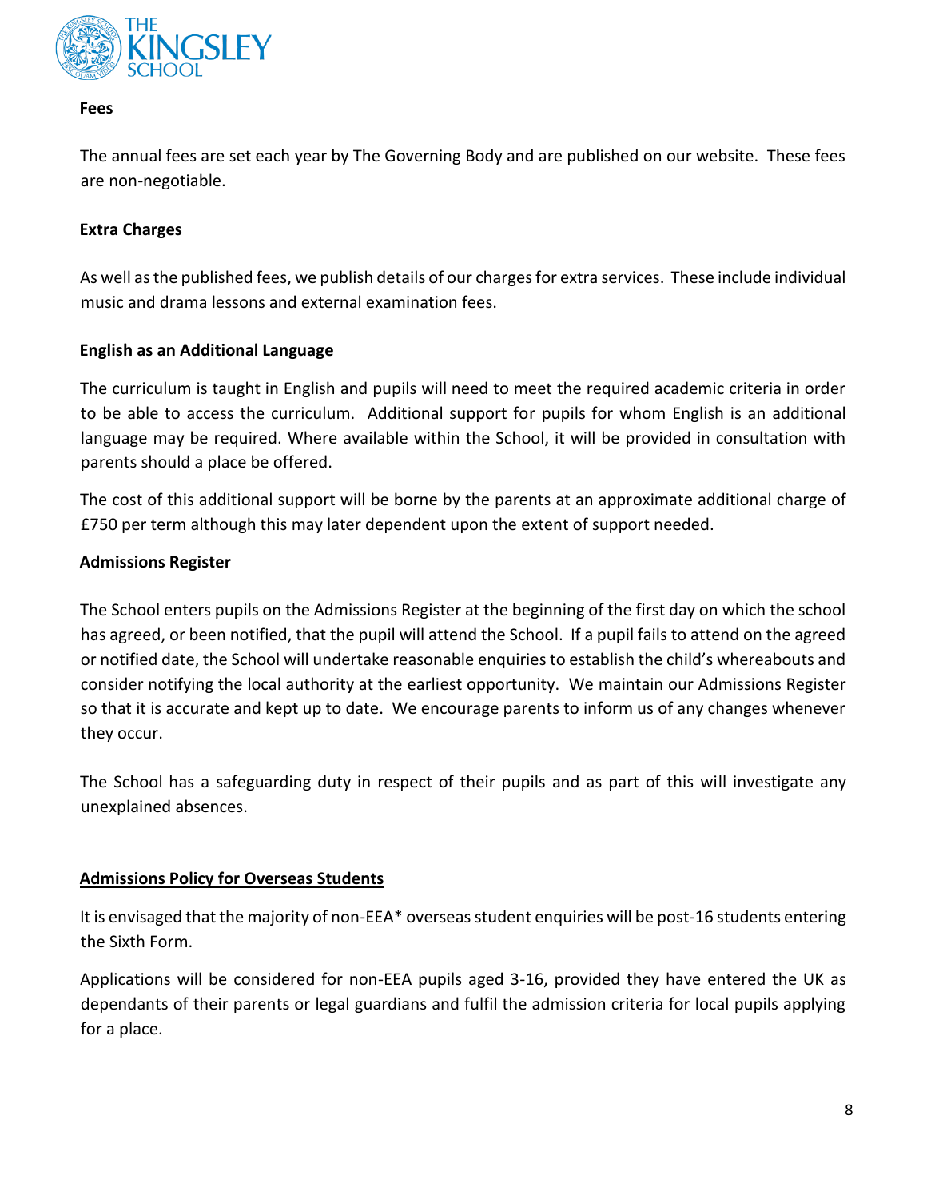**Fees**

The annual fees are set each year by The Governing Body and are published on our website. These fees are non-negotiable.

**Extra Charges**

As well as the published fees, we publish details of our charges for extra services. These include individual music and drama lessons and external examination fees.

**English as an Additional Language**

The curriculum is taught in English and pupils will need to meet the required academic criteria in order to be able to access the curriculum. Additional support for pupils for whom English is an additional language may be required. Where available within the School, it will be provided in consultation with parents should a place be offered.

The cost of this additional support will be borne by the parents at an approximate additional charge of £750 per term although this may later dependent upon the extent of support needed.

**Admissions Register**

The School enters pupils on the Admissions Register at the beginning of the first day on which the school has agreed, or been notified, that the pupil will attend the School. If a pupil fails to attend on the agreed or notified date, the School will undertake reasonable enquiries to establish the child's whereabouts and consider notifying the local authority at the earliest opportunity. We maintain our Admissions Register so that it is accurate and kept up to date. We encourage parents to inform us of any changes whenever they occur.

The School has a safeguarding duty in respect of their pupils and as part of this will investigate any unexplained absences.

**Admissions Policy for Overseas Students**

It is envisaged that the majority of non-EEA* overseas student enquiries will be post-16 students entering the Sixth Form.

Applications will be considered for non-EEA pupils aged 3-16, provided they have entered the UK as dependants of their parents or legal guardians and fulfil the admission criteria for local pupils applying for a place.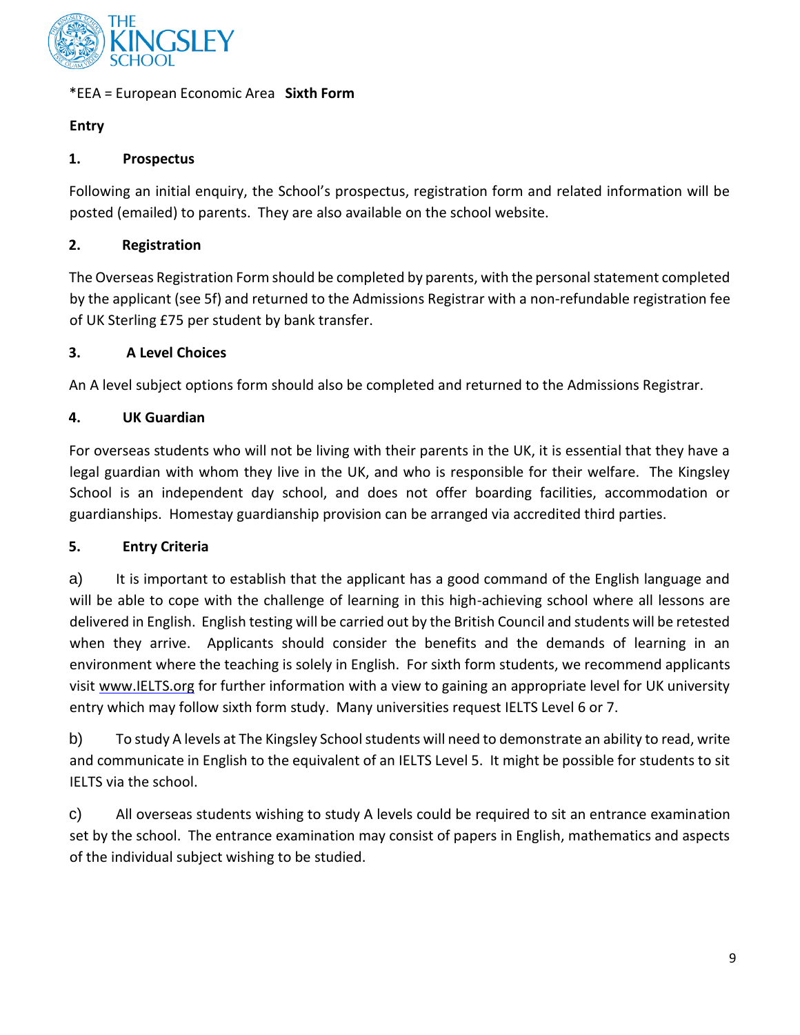*EEA = European Economic Area **Sixth Form**

**Entry**

## 1. Prospectus

Following an initial enquiry, the School's prospectus, registration form and related information will be posted (emailed) to parents. They are also available on the school website.

## 2. Registration

The Overseas Registration Form should be completed by parents, with the personal statement completed by the applicant (see 5f) and returned to the Admissions Registrar with a non-refundable registration fee of UK Sterling £75 per student by bank transfer.

## 3. A Level Choices

An A level subject options form should also be completed and returned to the Admissions Registrar.

## 4. UK Guardian

For overseas students who will not be living with their parents in the UK, it is essential that they have a legal guardian with whom they live in the UK, and who is responsible for their welfare. The Kingsley School is an independent day school, and does not offer boarding facilities, accommodation or guardianships. Homestay guardianship provision can be arranged via accredited third parties.

## 5. Entry Criteria

a) It is important to establish that the applicant has a good command of the English language and will be able to cope with the challenge of learning in this high-achieving school where all lessons are delivered in English. English testing will be carried out by the British Council and students will be retested when they arrive. Applicants should consider the benefits and the demands of learning in an environment where the teaching is solely in English. For sixth form students, we recommend applicants visit www.IELTS.org for further information with a view to gaining an appropriate level for UK university entry which may follow sixth form study. Many universities request IELTS Level 6 or 7.

b) To study A levels at The Kingsley School students will need to demonstrate an ability to read, write and communicate in English to the equivalent of an IELTS Level 5. It might be possible for students to sit IELTS via the school.

c) All overseas students wishing to study A levels could be required to sit an entrance examination set by the school. The entrance examination may consist of papers in English, mathematics and aspects of the individual subject wishing to be studied.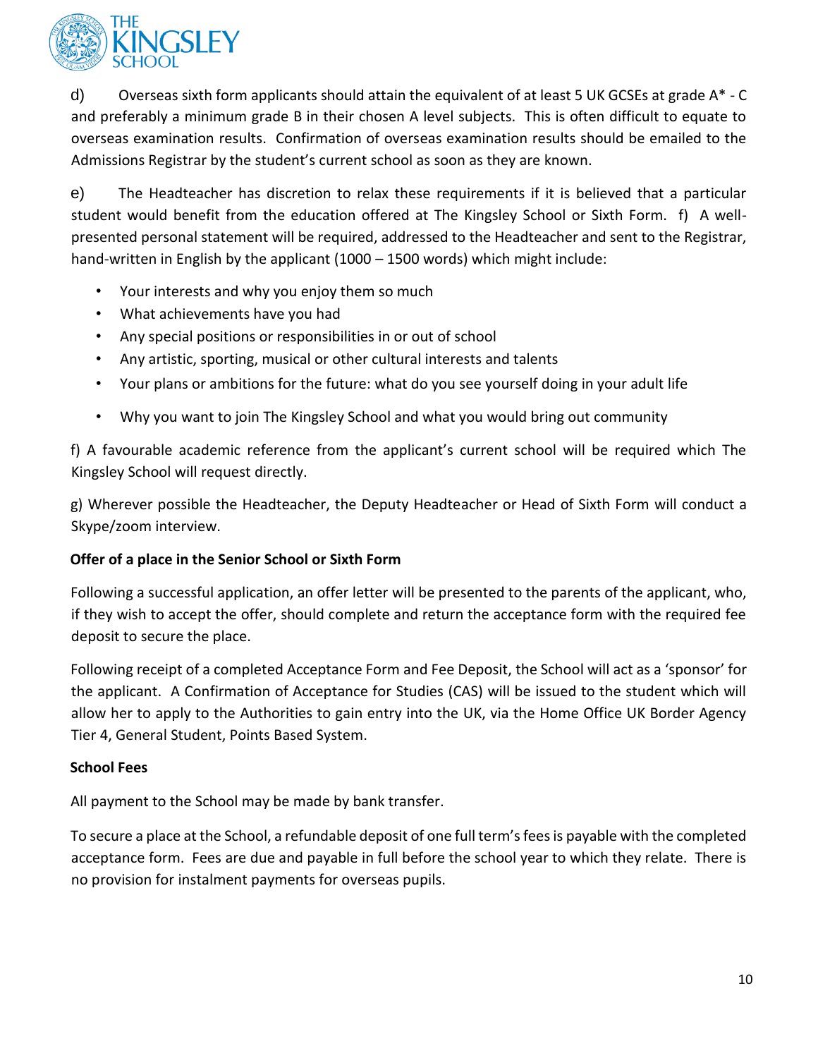d) Overseas sixth form applicants should attain the equivalent of at least 5 UK GCSEs at grade A* - C and preferably a minimum grade B in their chosen A level subjects. This is often difficult to equate to overseas examination results. Confirmation of overseas examination results should be emailed to the Admissions Registrar by the student's current school as soon as they are known.

e) The Headteacher has discretion to relax these requirements if it is believed that a particular student would benefit from the education offered at The Kingsley School or Sixth Form. f) A well-presented personal statement will be required, addressed to the Headteacher and sent to the Registrar, hand-written in English by the applicant (1000 – 1500 words) which might include:

- Your interests and why you enjoy them so much
- What achievements have you had
- Any special positions or responsibilities in or out of school
- Any artistic, sporting, musical or other cultural interests and talents
- Your plans or ambitions for the future: what do you see yourself doing in your adult life
- Why you want to join The Kingsley School and what you would bring out community

f) A favourable academic reference from the applicant's current school will be required which The Kingsley School will request directly.

g) Wherever possible the Headteacher, the Deputy Headteacher or Head of Sixth Form will conduct a Skype/zoom interview.

**Offer of a place in the Senior School or Sixth Form**

Following a successful application, an offer letter will be presented to the parents of the applicant, who, if they wish to accept the offer, should complete and return the acceptance form with the required fee deposit to secure the place.

Following receipt of a completed Acceptance Form and Fee Deposit, the School will act as a 'sponsor' for the applicant. A Confirmation of Acceptance for Studies (CAS) will be issued to the student which will allow her to apply to the Authorities to gain entry into the UK, via the Home Office UK Border Agency Tier 4, General Student, Points Based System.

**School Fees**

All payment to the School may be made by bank transfer.

To secure a place at the School, a refundable deposit of one full term's fees is payable with the completed acceptance form. Fees are due and payable in full before the school year to which they relate. There is no provision for instalment payments for overseas pupils.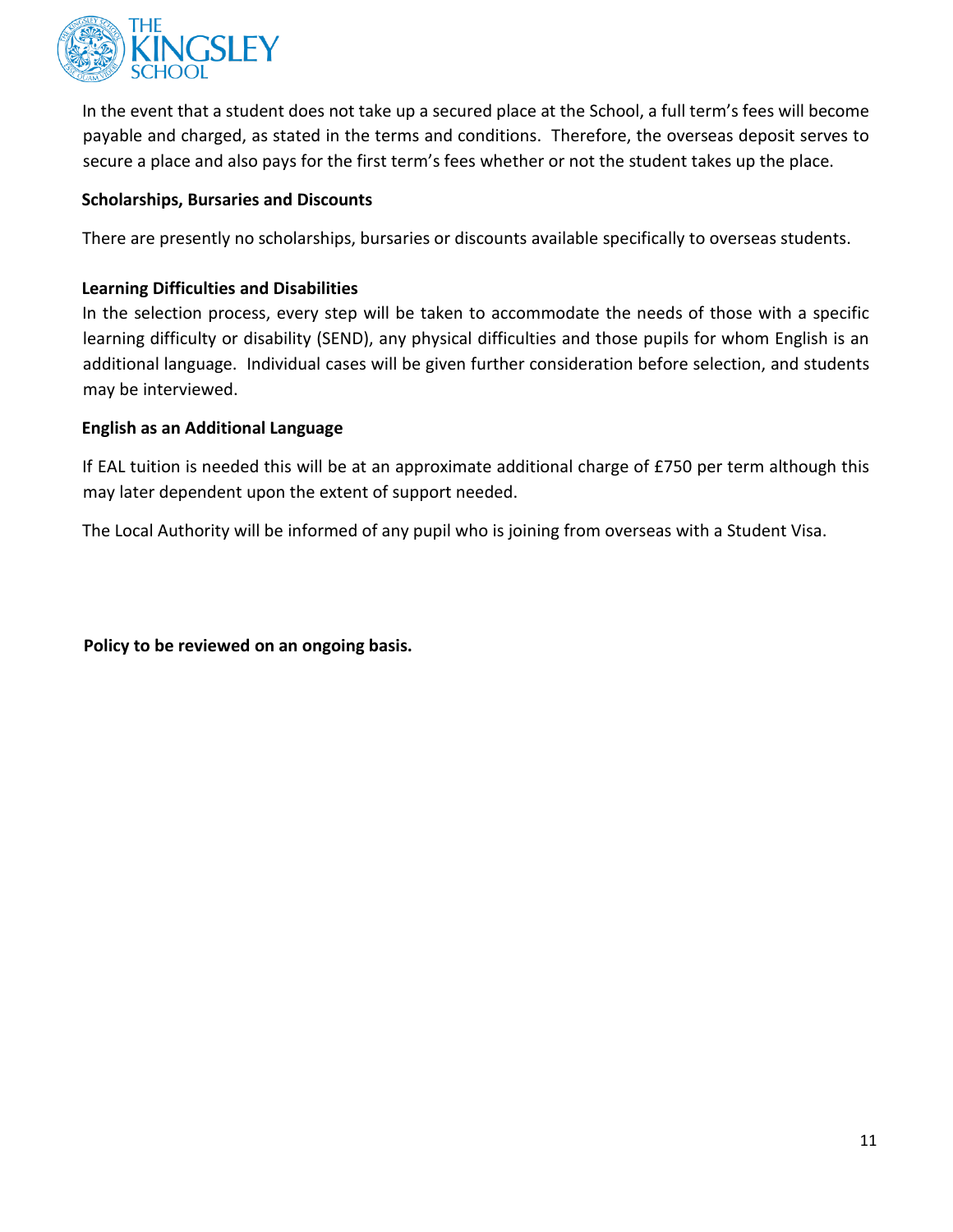In the event that a student does not take up a secured place at the School, a full term's fees will become payable and charged, as stated in the terms and conditions. Therefore, the overseas deposit serves to secure a place and also pays for the first term's fees whether or not the student takes up the place.

**Scholarships, Bursaries and Discounts**

There are presently no scholarships, bursaries or discounts available specifically to overseas students.

**Learning Difficulties and Disabilities**

In the selection process, every step will be taken to accommodate the needs of those with a specific learning difficulty or disability (SEND), any physical difficulties and those pupils for whom English is an additional language. Individual cases will be given further consideration before selection, and students may be interviewed.

**English as an Additional Language**

If EAL tuition is needed this will be at an approximate additional charge of £750 per term although this may later dependent upon the extent of support needed.

The Local Authority will be informed of any pupil who is joining from overseas with a Student Visa.

**Policy to be reviewed on an ongoing basis.**